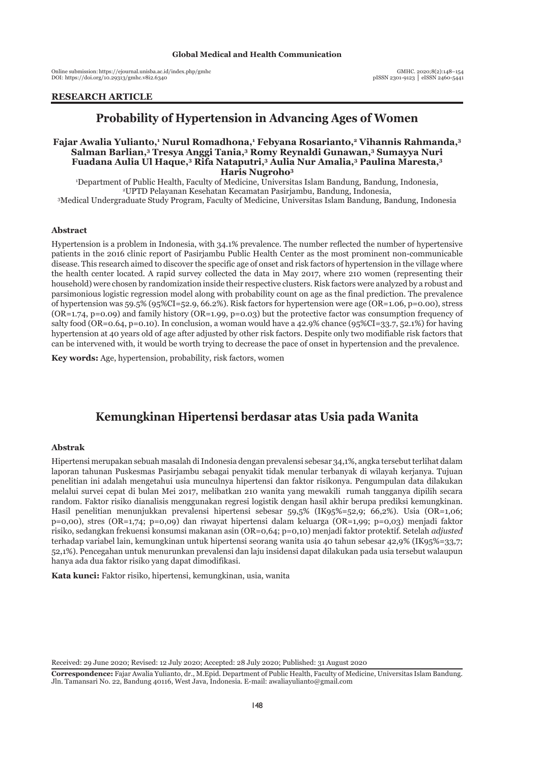**RESEARCH ARTICLE**

# Probability of Hypertension in Advancing Ages of Women

**Fajar Awalia Yulianto,[1] Nurul Romadhona,[1] Febyana Rosarianto,[2] Vihannis Rahmanda,[3] Salman Barlian,[3] Tresya Anggi Tania,[3] Romy Reynaldi Gunawan,[3] Sumayya Nuri Fuadana Aulia Ul Haque,[3] Rifa Nataputri,[3] Aulia Nur Amalia,[3] Paulina Maresta,[3] Haris Nugroho[3]**

[1]Department of Public Health, Faculty of Medicine, Universitas Islam Bandung, Bandung, Indonesia,
[2]UPTD Pelayanan Kesehatan Kecamatan Pasirjambu, Bandung, Indonesia,
[3]Medical Undergraduate Study Program, Faculty of Medicine, Universitas Islam Bandung, Bandung, Indonesia

### Abstract

Hypertension is a problem in Indonesia, with 34.1% prevalence. The number reflected the number of hypertensive patients in the 2016 clinic report of Pasirjambu Public Health Center as the most prominent non-communicable disease. This research aimed to discover the specific age of onset and risk factors of hypertension in the village where the health center located. A rapid survey collected the data in May 2017, where 210 women (representing their household) were chosen by randomization inside their respective clusters. Risk factors were analyzed by a robust and parsimonious logistic regression model along with probability count on age as the final prediction. The prevalence of hypertension was 59.5% (95%CI=52.9, 66.2%). Risk factors for hypertension were age (OR=1.06, p=0.00), stress (OR=1.74, p=0.09) and family history (OR=1.99, p=0.03) but the protective factor was consumption frequency of salty food (OR=0.64, p=0.10). In conclusion, a woman would have a 42.9% chance (95%CI=33.7, 52.1%) for having hypertension at 40 years old of age after adjusted by other risk factors. Despite only two modifiable risk factors that can be intervened with, it would be worth trying to decrease the pace of onset in hypertension and the prevalence.

**Key words:** Age, hypertension, probability, risk factors, women

# Kemungkinan Hipertensi berdasar atas Usia pada Wanita

### Abstrak

Hipertensi merupakan sebuah masalah di Indonesia dengan prevalensi sebesar 34,1%, angka tersebut terlihat dalam laporan tahunan Puskesmas Pasirjambu sebagai penyakit tidak menular terbanyak di wilayah kerjanya. Tujuan penelitian ini adalah mengetahui usia munculnya hipertensi dan faktor risikonya. Pengumpulan data dilakukan melalui survei cepat di bulan Mei 2017, melibatkan 210 wanita yang mewakili rumah tangganya dipilih secara random. Faktor risiko dianalisis menggunakan regresi logistik dengan hasil akhir berupa prediksi kemungkinan. Hasil penelitian menunjukkan prevalensi hipertensi sebesar 59,5% (IK95%=52,9; 66,2%). Usia (OR=1,06; p=0,00), stres (OR=1,74; p=0,09) dan riwayat hipertensi dalam keluarga (OR=1,99; p=0,03) menjadi faktor risiko, sedangkan frekuensi konsumsi makanan asin (OR=0,64; p=0,10) menjadi faktor protektif. Setelah *adjusted* terhadap variabel lain, kemungkinan untuk hipertensi seorang wanita usia 40 tahun sebesar 42,9% (IK95%=33,7; 52,1%). Pencegahan untuk menurunkan prevalensi dan laju insidensi dapat dilakukan pada usia tersebut walaupun hanya ada dua faktor risiko yang dapat dimodifikasi.

**Kata kunci:** Faktor risiko, hipertensi, kemungkinan, usia, wanita

Received: 29 June 2020; Revised: 12 July 2020; Accepted: 28 July 2020; Published: 31 August 2020

**Correspondence:** Fajar Awalia Yulianto, dr., M.Epid. Department of Public Health, Faculty of Medicine, Universitas Islam Bandung. Jln. Tamansari No. 22, Bandung 40116, West Java, Indonesia. E-mail: awaliayulianto@gmail.com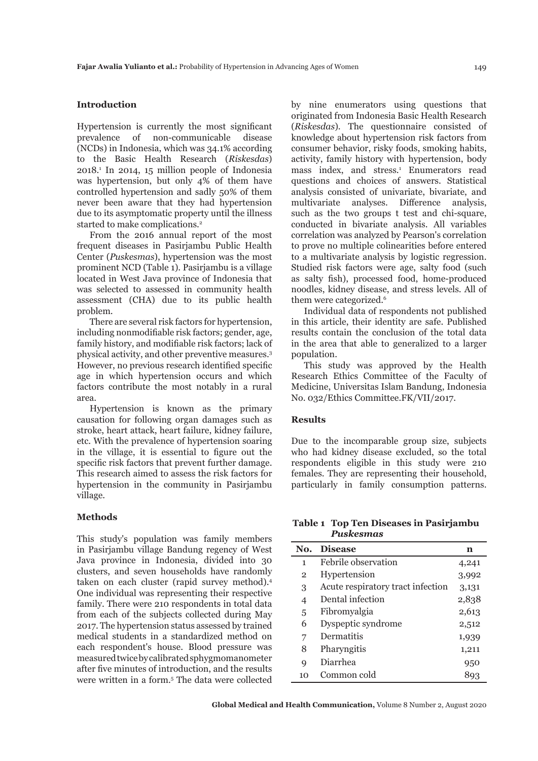## Introduction

Hypertension is currently the most significant prevalence of non-communicable disease (NCDs) in Indonesia, which was 34.1% according to the Basic Health Research (*Riskesdas*) 2018.[1] In 2014, 15 million people of Indonesia was hypertension, but only 4% of them have controlled hypertension and sadly 50% of them never been aware that they had hypertension due to its asymptomatic property until the illness started to make complications.[2]

From the 2016 annual report of the most frequent diseases in Pasirjambu Public Health Center (*Puskesmas*), hypertension was the most prominent NCD (Table 1). Pasirjambu is a village located in West Java province of Indonesia that was selected to assessed in community health assessment (CHA) due to its public health problem.

There are several risk factors for hypertension, including nonmodifiable risk factors; gender, age, family history, and modifiable risk factors; lack of physical activity, and other preventive measures.[3] However, no previous research identified specific age in which hypertension occurs and which factors contribute the most notably in a rural area.

Hypertension is known as the primary causation for following organ damages such as stroke, heart attack, heart failure, kidney failure, etc. With the prevalence of hypertension soaring in the village, it is essential to figure out the specific risk factors that prevent further damage. This research aimed to assess the risk factors for hypertension in the community in Pasirjambu village.

## Methods

This study's population was family members in Pasirjambu village Bandung regency of West Java province in Indonesia, divided into 30 clusters, and seven households have randomly taken on each cluster (rapid survey method).[4] One individual was representing their respective family. There were 210 respondents in total data from each of the subjects collected during May 2017. The hypertension status assessed by trained medical students in a standardized method on each respondent's house. Blood pressure was measured twice by calibrated sphygmomanometer after five minutes of introduction, and the results were written in a form.[5] The data were collected by nine enumerators using questions that originated from Indonesia Basic Health Research (*Riskesdas*). The questionnaire consisted of knowledge about hypertension risk factors from consumer behavior, risky foods, smoking habits, activity, family history with hypertension, body mass index, and stress.[1] Enumerators read questions and choices of answers. Statistical analysis consisted of univariate, bivariate, and multivariate analyses. Difference analysis, such as the two groups t test and chi-square, conducted in bivariate analysis. All variables correlation was analyzed by Pearson's correlation to prove no multiple colinearities before entered to a multivariate analysis by logistic regression. Studied risk factors were age, salty food (such as salty fish), processed food, home-produced noodles, kidney disease, and stress levels. All of them were categorized.[6]

Individual data of respondents not published in this article, their identity are safe. Published results contain the conclusion of the total data in the area that able to generalized to a larger population.

This study was approved by the Health Research Ethics Committee of the Faculty of Medicine, Universitas Islam Bandung, Indonesia No. 032/Ethics Committee.FK/VII/2017.

## Results

Due to the incomparable group size, subjects who had kidney disease excluded, so the total respondents eligible in this study were 210 females. They are representing their household, particularly in family consumption patterns.

**Table 1 Top Ten Diseases in Pasirjambu *Puskesmas***

| No. | Disease | n |
|---|---|---|
| 1 | Febrile observation | 4,241 |
| 2 | Hypertension | 3,992 |
| 3 | Acute respiratory tract infection | 3,131 |
| 4 | Dental infection | 2,838 |
| 5 | Fibromyalgia | 2,613 |
| 6 | Dyspeptic syndrome | 2,512 |
| 7 | Dermatitis | 1,939 |
| 8 | Pharyngitis | 1,211 |
| 9 | Diarrhea | 950 |
| 10 | Common cold | 893 |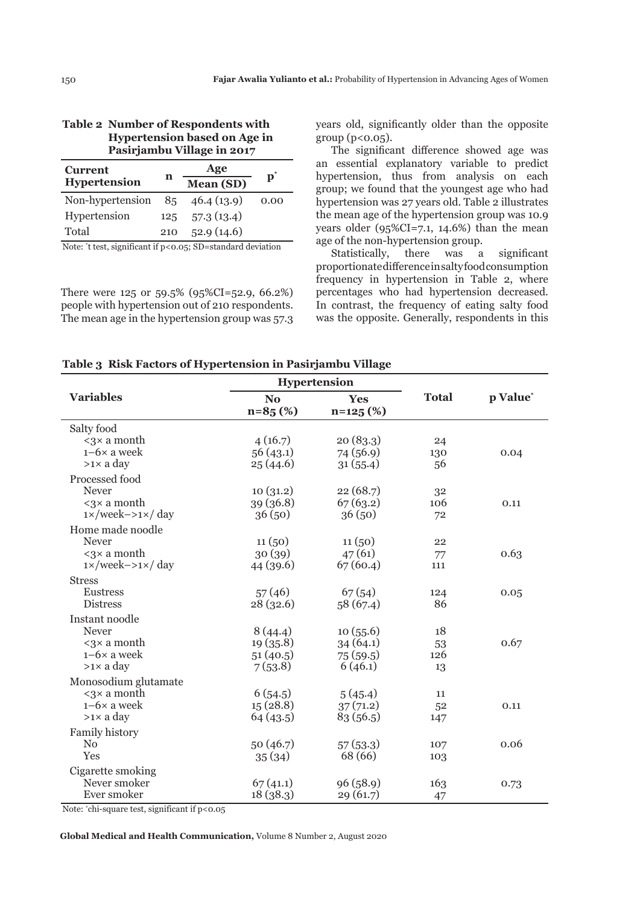**Table 2 Number of Respondents with Hypertension based on Age in Pasirjambu Village in 2017**

| Current Hypertension | n | Age Mean (SD) | p* |
|---|---|---|---|
| Non-hypertension | 85 | 46.4 (13.9) | 0.00 |
| Hypertension | 125 | 57.3 (13.4) | |
| Total | 210 | 52.9 (14.6) | |

Note: *t test, significant if $p<0.05$; SD=standard deviation

There were 125 or 59.5% (95%CI=52.9, 66.2%) people with hypertension out of 210 respondents. The mean age in the hypertension group was 57.3 years old, significantly older than the opposite group ($p<0.05$).

The significant difference showed age was an essential explanatory variable to predict hypertension, thus from analysis on each group; we found that the youngest age who had hypertension was 27 years old. Table 2 illustrates the mean age of the hypertension group was 10.9 years older (95%CI=7.1, 14.6%) than the mean age of the non-hypertension group.

Statistically, there was a significant proportionate difference in salty food consumption frequency in hypertension in Table 2, where percentages who had hypertension decreased. In contrast, the frequency of eating salty food was the opposite. Generally, respondents in this

**Table 3 Risk Factors of Hypertension in Pasirjambu Village**

| Variables | Hypertension No n=85 (%) | Hypertension Yes n=125 (%) | Total | p Value* |
|---|---|---|---|---|
| Salty food | | | | |
| <3× a month | 4 (16.7) | 20 (83.3) | 24 | |
| 1–6× a week | 56 (43.1) | 74 (56.9) | 130 | 0.04 |
| >1× a day | 25 (44.6) | 31 (55.4) | 56 | |
| Processed food | | | | |
| Never | 10 (31.2) | 22 (68.7) | 32 | |
| <3× a month | 39 (36.8) | 67 (63.2) | 106 | 0.11 |
| 1×/week–>1×/ day | 36 (50) | 36 (50) | 72 | |
| Home made noodle | | | | |
| Never | 11 (50) | 11 (50) | 22 | |
| <3× a month | 30 (39) | 47 (61) | 77 | 0.63 |
| 1×/week–>1×/ day | 44 (39.6) | 67 (60.4) | 111 | |
| Stress | | | | |
| Eustress | 57 (46) | 67 (54) | 124 | 0.05 |
| Distress | 28 (32.6) | 58 (67.4) | 86 | |
| Instant noodle | | | | |
| Never | 8 (44.4) | 10 (55.6) | 18 | |
| <3× a month | 19 (35.8) | 34 (64.1) | 53 | 0.67 |
| 1–6× a week | 51 (40.5) | 75 (59.5) | 126 | |
| >1× a day | 7 (53.8) | 6 (46.1) | 13 | |
| Monosodium glutamate | | | | |
| <3× a month | 6 (54.5) | 5 (45.4) | 11 | |
| 1–6× a week | 15 (28.8) | 37 (71.2) | 52 | 0.11 |
| >1× a day | 64 (43.5) | 83 (56.5) | 147 | |
| Family history | | | | |
| No | 50 (46.7) | 57 (53.3) | 107 | 0.06 |
| Yes | 35 (34) | 68 (66) | 103 | |
| Cigarette smoking | | | | |
| Never smoker | 67 (41.1) | 96 (58.9) | 163 | 0.73 |
| Ever smoker | 18 (38.3) | 29 (61.7) | 47 | |

Note: *chi-square test, significant if $p<0.05$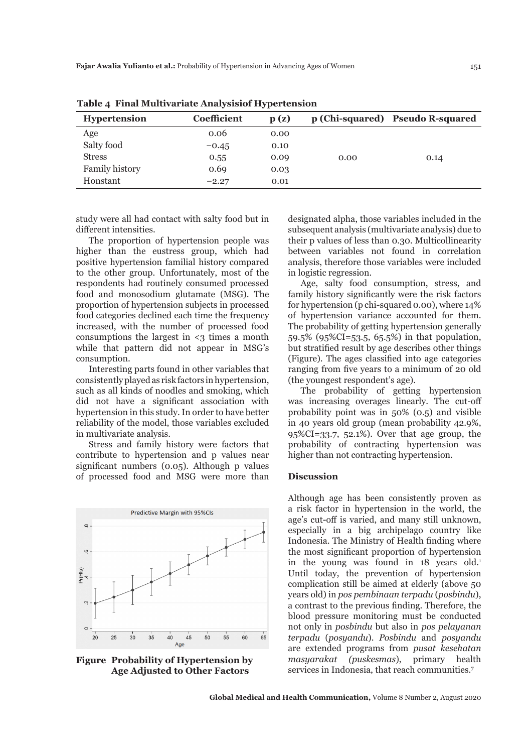**Table 4 Final Multivariate Analysisiof Hypertension**

| Hypertension | Coefficient | p (z) | p (Chi-squared) | Pseudo R-squared |
|---|---|---|---|---|
| Age | 0.06 | 0.00 | | |
| Salty food | −0.45 | 0.10 | | |
| Stress | 0.55 | 0.09 | 0.00 | 0.14 |
| Family history | 0.69 | 0.03 | | |
| Honstant | −2.27 | 0.01 | | |

study were all had contact with salty food but in different intensities.

The proportion of hypertension people was higher than the eustress group, which had positive hypertension familial history compared to the other group. Unfortunately, most of the respondents had routinely consumed processed food and monosodium glutamate (MSG). The proportion of hypertension subjects in processed food categories declined each time the frequency increased, with the number of processed food consumptions the largest in <3 times a month while that pattern did not appear in MSG's consumption.

Interesting parts found in other variables that consistently played as risk factors in hypertension, such as all kinds of noodles and smoking, which did not have a significant association with hypertension in this study. In order to have better reliability of the model, those variables excluded in multivariate analysis.

Stress and family history were factors that contribute to hypertension and p values near significant numbers (0.05). Although p values of processed food and MSG were more than designated alpha, those variables included in the subsequent analysis (multivariate analysis) due to their p values of less than 0.30. Multicollinearity between variables not found in correlation analysis, therefore those variables were included in logistic regression.

Age, salty food consumption, stress, and family history significantly were the risk factors for hypertension (p chi-squared 0.00), where 14% of hypertension variance accounted for them. The probability of getting hypertension generally 59.5% (95%CI=53.5, 65.5%) in that population, but stratified result by age describes other things (Figure). The ages classified into age categories ranging from five years to a minimum of 20 old (the youngest respondent's age).

The probability of getting hypertension was increasing overages linearly. The cut-off probability point was in 50% (0.5) and visible in 40 years old group (mean probability 42.9%, 95%CI=33.7, 52.1%). Over that age group, the probability of contracting hypertension was higher than not contracting hypertension.

**Figure Probability of Hypertension by Age Adjusted to Other Factors**

## Discussion

Although age has been consistently proven as a risk factor in hypertension in the world, the age's cut-off is varied, and many still unknown, especially in a big archipelago country like Indonesia. The Ministry of Health finding where the most significant proportion of hypertension in the young was found in 18 years old.[1] Until today, the prevention of hypertension complication still be aimed at elderly (above 50 years old) in *pos pembinaan terpadu* (*posbindu*), a contrast to the previous finding. Therefore, the blood pressure monitoring must be conducted not only in *posbindu* but also in *pos pelayanan terpadu* (*posyandu*). *Posbindu* and *posyandu* are extended programs from *pusat kesehatan masyarakat (puskesmas*), primary health services in Indonesia, that reach communities.[7]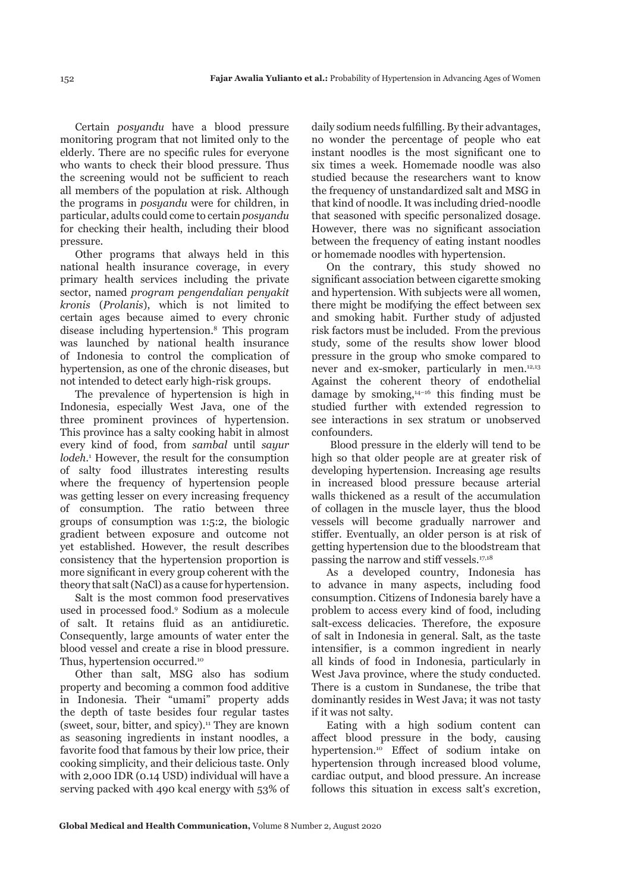Certain *posyandu* have a blood pressure monitoring program that not limited only to the elderly. There are no specific rules for everyone who wants to check their blood pressure. Thus the screening would not be sufficient to reach all members of the population at risk. Although the programs in *posyandu* were for children, in particular, adults could come to certain *posyandu* for checking their health, including their blood pressure.

Other programs that always held in this national health insurance coverage, in every primary health services including the private sector, named *program pengendalian penyakit kronis* (*Prolanis*), which is not limited to certain ages because aimed to every chronic disease including hypertension.[8] This program was launched by national health insurance of Indonesia to control the complication of hypertension, as one of the chronic diseases, but not intended to detect early high-risk groups.

The prevalence of hypertension is high in Indonesia, especially West Java, one of the three prominent provinces of hypertension. This province has a salty cooking habit in almost every kind of food, from *sambal* until *sayur lodeh*.[1] However, the result for the consumption of salty food illustrates interesting results where the frequency of hypertension people was getting lesser on every increasing frequency of consumption. The ratio between three groups of consumption was 1:5:2, the biologic gradient between exposure and outcome not yet established. However, the result describes consistency that the hypertension proportion is more significant in every group coherent with the theory that salt (NaCl) as a cause for hypertension.

Salt is the most common food preservatives used in processed food.[9] Sodium as a molecule of salt. It retains fluid as an antidiuretic. Consequently, large amounts of water enter the blood vessel and create a rise in blood pressure. Thus, hypertension occurred.[10]

Other than salt, MSG also has sodium property and becoming a common food additive in Indonesia. Their "umami" property adds the depth of taste besides four regular tastes (sweet, sour, bitter, and spicy).[11] They are known as seasoning ingredients in instant noodles, a favorite food that famous by their low price, their cooking simplicity, and their delicious taste. Only with 2,000 IDR (0.14 USD) individual will have a serving packed with 490 kcal energy with 53% of daily sodium needs fulfilling. By their advantages, no wonder the percentage of people who eat instant noodles is the most significant one to six times a week. Homemade noodle was also studied because the researchers want to know the frequency of unstandardized salt and MSG in that kind of noodle. It was including dried-noodle that seasoned with specific personalized dosage. However, there was no significant association between the frequency of eating instant noodles or homemade noodles with hypertension.

On the contrary, this study showed no significant association between cigarette smoking and hypertension. With subjects were all women, there might be modifying the effect between sex and smoking habit. Further study of adjusted risk factors must be included. From the previous study, some of the results show lower blood pressure in the group who smoke compared to never and ex-smoker, particularly in men.[12,13] Against the coherent theory of endothelial damage by smoking,[14–16] this finding must be studied further with extended regression to see interactions in sex stratum or unobserved confounders.

Blood pressure in the elderly will tend to be high so that older people are at greater risk of developing hypertension. Increasing age results in increased blood pressure because arterial walls thickened as a result of the accumulation of collagen in the muscle layer, thus the blood vessels will become gradually narrower and stiffer. Eventually, an older person is at risk of getting hypertension due to the bloodstream that passing the narrow and stiff vessels.[17,18]

As a developed country, Indonesia has to advance in many aspects, including food consumption. Citizens of Indonesia barely have a problem to access every kind of food, including salt-excess delicacies. Therefore, the exposure of salt in Indonesia in general. Salt, as the taste intensifier, is a common ingredient in nearly all kinds of food in Indonesia, particularly in West Java province, where the study conducted. There is a custom in Sundanese, the tribe that dominantly resides in West Java; it was not tasty if it was not salty.

Eating with a high sodium content can affect blood pressure in the body, causing hypertension.[10] Effect of sodium intake on hypertension through increased blood volume, cardiac output, and blood pressure. An increase follows this situation in excess salt's excretion,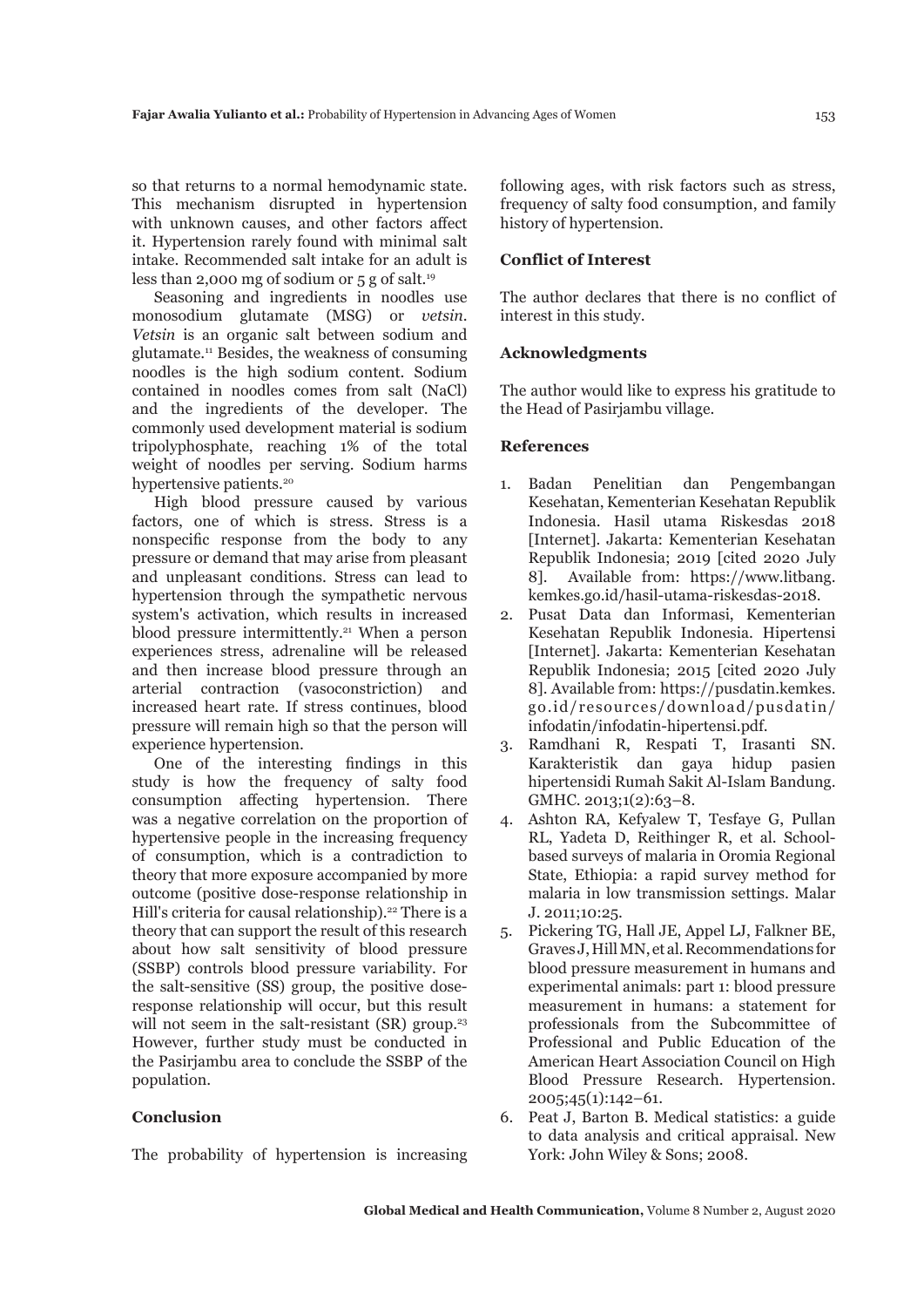so that returns to a normal hemodynamic state. This mechanism disrupted in hypertension with unknown causes, and other factors affect it. Hypertension rarely found with minimal salt intake. Recommended salt intake for an adult is less than 2,000 mg of sodium or 5 g of salt.[19]

Seasoning and ingredients in noodles use monosodium glutamate (MSG) or *vetsin*. *Vetsin* is an organic salt between sodium and glutamate.[11] Besides, the weakness of consuming noodles is the high sodium content. Sodium contained in noodles comes from salt (NaCl) and the ingredients of the developer. The commonly used development material is sodium tripolyphosphate, reaching 1% of the total weight of noodles per serving. Sodium harms hypertensive patients.[20]

High blood pressure caused by various factors, one of which is stress. Stress is a nonspecific response from the body to any pressure or demand that may arise from pleasant and unpleasant conditions. Stress can lead to hypertension through the sympathetic nervous system's activation, which results in increased blood pressure intermittently.[21] When a person experiences stress, adrenaline will be released and then increase blood pressure through an arterial contraction (vasoconstriction) and increased heart rate. If stress continues, blood pressure will remain high so that the person will experience hypertension.

One of the interesting findings in this study is how the frequency of salty food consumption affecting hypertension. There was a negative correlation on the proportion of hypertensive people in the increasing frequency of consumption, which is a contradiction to theory that more exposure accompanied by more outcome (positive dose-response relationship in Hill's criteria for causal relationship).[22] There is a theory that can support the result of this research about how salt sensitivity of blood pressure (SSBP) controls blood pressure variability. For the salt-sensitive (SS) group, the positive dose-response relationship will occur, but this result will not seem in the salt-resistant (SR) group.[23] However, further study must be conducted in the Pasirjambu area to conclude the SSBP of the population.

## Conclusion

The probability of hypertension is increasing following ages, with risk factors such as stress, frequency of salty food consumption, and family history of hypertension.

## Conflict of Interest

The author declares that there is no conflict of interest in this study.

## Acknowledgments

The author would like to express his gratitude to the Head of Pasirjambu village.

## References

1. Badan Penelitian dan Pengembangan Kesehatan, Kementerian Kesehatan Republik Indonesia. Hasil utama Riskesdas 2018 [Internet]. Jakarta: Kementerian Kesehatan Republik Indonesia; 2019 [cited 2020 July 8]. Available from: https://www.litbang.kemkes.go.id/hasil-utama-riskesdas-2018.
2. Pusat Data dan Informasi, Kementerian Kesehatan Republik Indonesia. Hipertensi [Internet]. Jakarta: Kementerian Kesehatan Republik Indonesia; 2015 [cited 2020 July 8]. Available from: https://pusdatin.kemkes.go.id/resources/download/pusdatin/infodatin/infodatin-hipertensi.pdf.
3. Ramdhani R, Respati T, Irasanti SN. Karakteristik dan gaya hidup pasien hipertensidi Rumah Sakit Al-Islam Bandung. GMHC. 2013;1(2):63–8.
4. Ashton RA, Kefyalew T, Tesfaye G, Pullan RL, Yadeta D, Reithinger R, et al. School-based surveys of malaria in Oromia Regional State, Ethiopia: a rapid survey method for malaria in low transmission settings. Malar J. 2011;10:25.
5. Pickering TG, Hall JE, Appel LJ, Falkner BE, Graves J, Hill MN, et al. Recommendations for blood pressure measurement in humans and experimental animals: part 1: blood pressure measurement in humans: a statement for professionals from the Subcommittee of Professional and Public Education of the American Heart Association Council on High Blood Pressure Research. Hypertension. 2005;45(1):142–61.
6. Peat J, Barton B. Medical statistics: a guide to data analysis and critical appraisal. New York: John Wiley & Sons; 2008.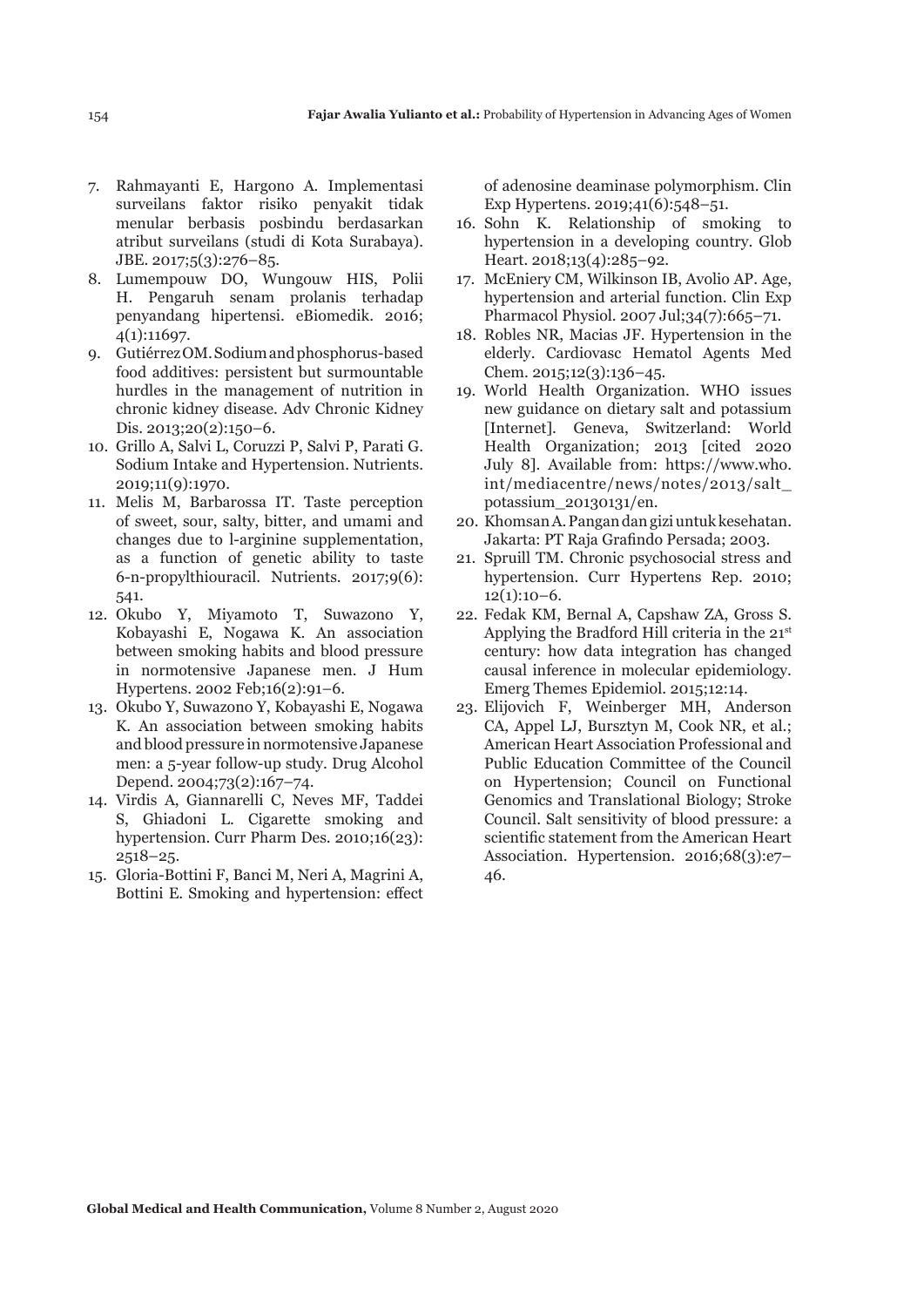7. Rahmayanti E, Hargono A. Implementasi surveilans faktor risiko penyakit tidak menular berbasis posbindu berdasarkan atribut surveilans (studi di Kota Surabaya). JBE. 2017;5(3):276–85.
8. Lumempouw DO, Wungouw HIS, Polii H. Pengaruh senam prolanis terhadap penyandang hipertensi. eBiomedik. 2016; 4(1):11697.
9. Gutiérrez OM. Sodium and phosphorus-based food additives: persistent but surmountable hurdles in the management of nutrition in chronic kidney disease. Adv Chronic Kidney Dis. 2013;20(2):150–6.
10. Grillo A, Salvi L, Coruzzi P, Salvi P, Parati G. Sodium Intake and Hypertension. Nutrients. 2019;11(9):1970.
11. Melis M, Barbarossa IT. Taste perception of sweet, sour, salty, bitter, and umami and changes due to l-arginine supplementation, as a function of genetic ability to taste 6-n-propylthiouracil. Nutrients. 2017;9(6): 541.
12. Okubo Y, Miyamoto T, Suwazono Y, Kobayashi E, Nogawa K. An association between smoking habits and blood pressure in normotensive Japanese men. J Hum Hypertens. 2002 Feb;16(2):91–6.
13. Okubo Y, Suwazono Y, Kobayashi E, Nogawa K. An association between smoking habits and blood pressure in normotensive Japanese men: a 5-year follow-up study. Drug Alcohol Depend. 2004;73(2):167–74.
14. Virdis A, Giannarelli C, Neves MF, Taddei S, Ghiadoni L. Cigarette smoking and hypertension. Curr Pharm Des. 2010;16(23): 2518–25.
15. Gloria-Bottini F, Banci M, Neri A, Magrini A, Bottini E. Smoking and hypertension: effect of adenosine deaminase polymorphism. Clin Exp Hypertens. 2019;41(6):548–51.
16. Sohn K. Relationship of smoking to hypertension in a developing country. Glob Heart. 2018;13(4):285–92.
17. McEniery CM, Wilkinson IB, Avolio AP. Age, hypertension and arterial function. Clin Exp Pharmacol Physiol. 2007 Jul;34(7):665–71.
18. Robles NR, Macias JF. Hypertension in the elderly. Cardiovasc Hematol Agents Med Chem. 2015;12(3):136–45.
19. World Health Organization. WHO issues new guidance on dietary salt and potassium [Internet]. Geneva, Switzerland: World Health Organization; 2013 [cited 2020 July 8]. Available from: https://www.who.int/mediacentre/news/notes/2013/salt_potassium_20130131/en.
20. Khomsan A. Pangan dan gizi untuk kesehatan. Jakarta: PT Raja Grafindo Persada; 2003.
21. Spruill TM. Chronic psychosocial stress and hypertension. Curr Hypertens Rep. 2010; 12(1):10–6.
22. Fedak KM, Bernal A, Capshaw ZA, Gross S. Applying the Bradford Hill criteria in the 21st century: how data integration has changed causal inference in molecular epidemiology. Emerg Themes Epidemiol. 2015;12:14.
23. Elijovich F, Weinberger MH, Anderson CA, Appel LJ, Bursztyn M, Cook NR, et al.; American Heart Association Professional and Public Education Committee of the Council on Hypertension; Council on Functional Genomics and Translational Biology; Stroke Council. Salt sensitivity of blood pressure: a scientific statement from the American Heart Association. Hypertension. 2016;68(3):e7–46.